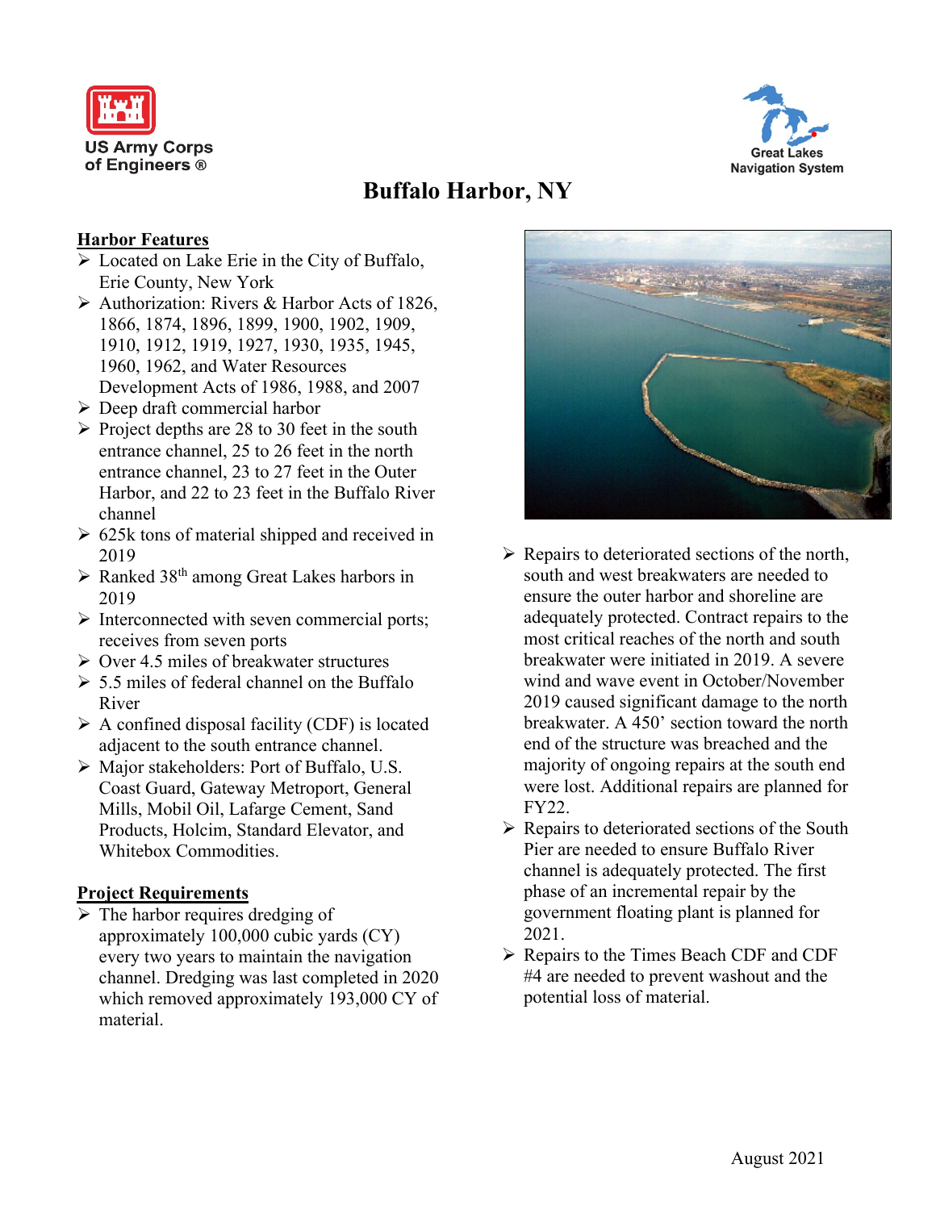US Army Corps of Engineers ®

Great Lakes Navigation System

# Buffalo Harbor, NY

## Harbor Features

- Located on Lake Erie in the City of Buffalo, Erie County, New York
- Authorization: Rivers & Harbor Acts of 1826, 1866, 1874, 1896, 1899, 1900, 1902, 1909, 1910, 1912, 1919, 1927, 1930, 1935, 1945, 1960, 1962, and Water Resources Development Acts of 1986, 1988, and 2007
- Deep draft commercial harbor
- Project depths are 28 to 30 feet in the south entrance channel, 25 to 26 feet in the north entrance channel, 23 to 27 feet in the Outer Harbor, and 22 to 23 feet in the Buffalo River channel
- 625k tons of material shipped and received in 2019
- Ranked 38th among Great Lakes harbors in 2019
- Interconnected with seven commercial ports; receives from seven ports
- Over 4.5 miles of breakwater structures
- 5.5 miles of federal channel on the Buffalo River
- A confined disposal facility (CDF) is located adjacent to the south entrance channel.
- Major stakeholders: Port of Buffalo, U.S. Coast Guard, Gateway Metroport, General Mills, Mobil Oil, Lafarge Cement, Sand Products, Holcim, Standard Elevator, and Whitebox Commodities.

## Project Requirements

- The harbor requires dredging of approximately 100,000 cubic yards (CY) every two years to maintain the navigation channel. Dredging was last completed in 2020 which removed approximately 193,000 CY of material.
- Repairs to deteriorated sections of the north, south and west breakwaters are needed to ensure the outer harbor and shoreline are adequately protected. Contract repairs to the most critical reaches of the north and south breakwater were initiated in 2019. A severe wind and wave event in October/November 2019 caused significant damage to the north breakwater. A 450' section toward the north end of the structure was breached and the majority of ongoing repairs at the south end were lost. Additional repairs are planned for FY22.
- Repairs to deteriorated sections of the South Pier are needed to ensure Buffalo River channel is adequately protected. The first phase of an incremental repair by the government floating plant is planned for 2021.
- Repairs to the Times Beach CDF and CDF #4 are needed to prevent washout and the potential loss of material.

August 2021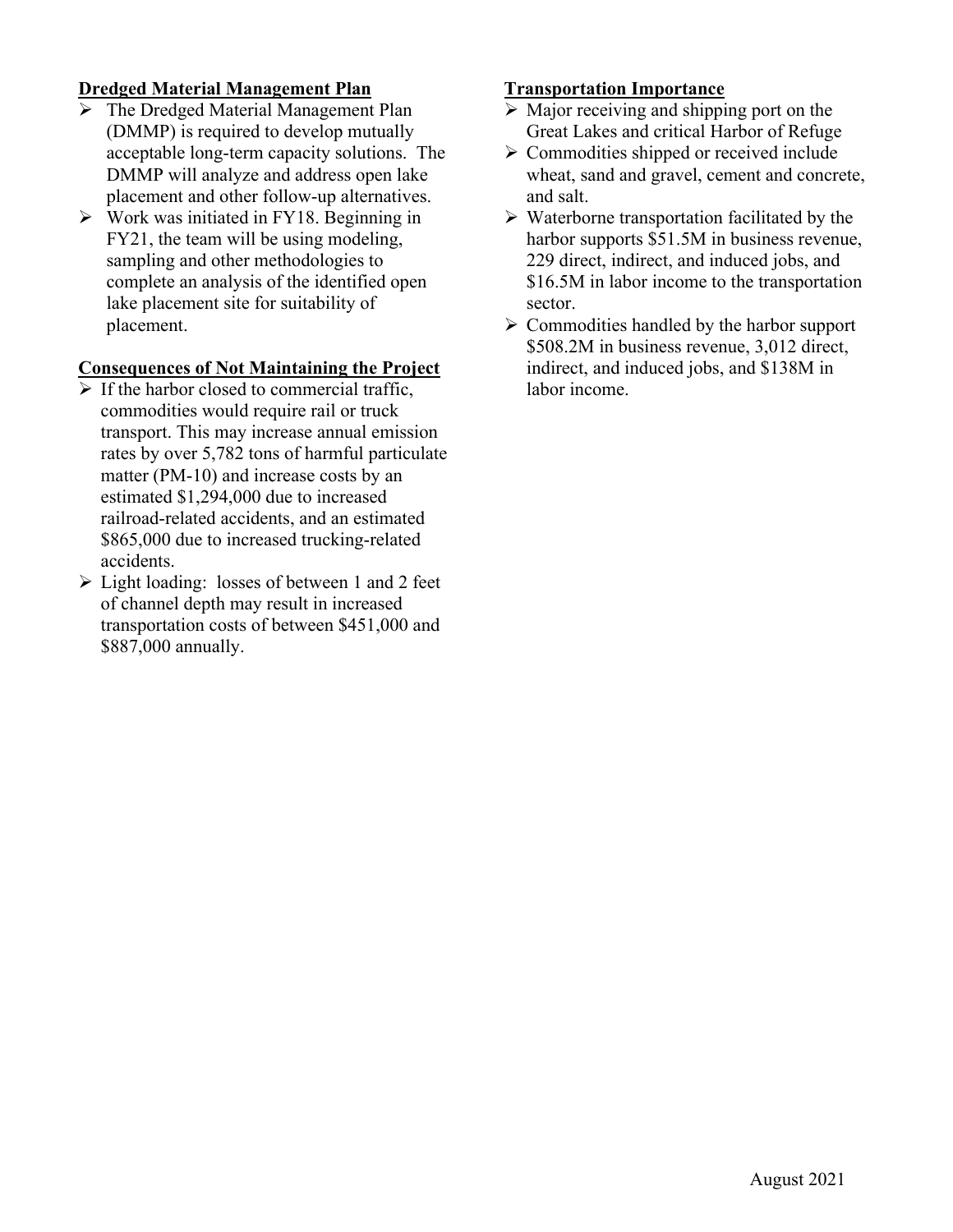**Dredged Material Management Plan**

- The Dredged Material Management Plan (DMMP) is required to develop mutually acceptable long-term capacity solutions. The DMMP will analyze and address open lake placement and other follow-up alternatives.
- Work was initiated in FY18. Beginning in FY21, the team will be using modeling, sampling and other methodologies to complete an analysis of the identified open lake placement site for suitability of placement.

**Consequences of Not Maintaining the Project**

- If the harbor closed to commercial traffic, commodities would require rail or truck transport. This may increase annual emission rates by over 5,782 tons of harmful particulate matter (PM-10) and increase costs by an estimated $1,294,000 due to increased railroad-related accidents, and an estimated $865,000 due to increased trucking-related accidents.
- Light loading: losses of between 1 and 2 feet of channel depth may result in increased transportation costs of between $451,000 and $887,000 annually.

**Transportation Importance**

- Major receiving and shipping port on the Great Lakes and critical Harbor of Refuge
- Commodities shipped or received include wheat, sand and gravel, cement and concrete, and salt.
- Waterborne transportation facilitated by the harbor supports $51.5M in business revenue, 229 direct, indirect, and induced jobs, and $16.5M in labor income to the transportation sector.
- Commodities handled by the harbor support $508.2M in business revenue, 3,012 direct, indirect, and induced jobs, and $138M in labor income.

August 2021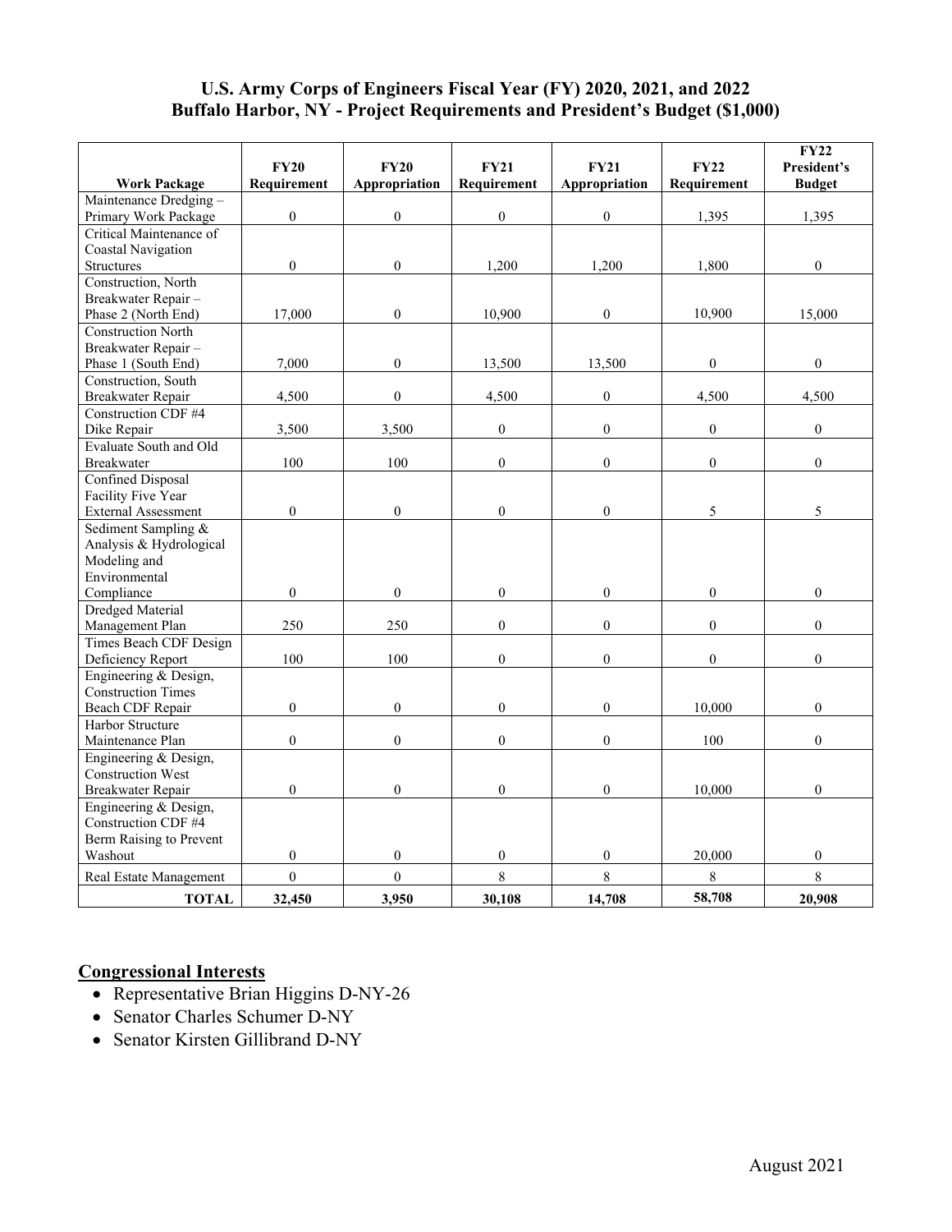# U.S. Army Corps of Engineers Fiscal Year (FY) 2020, 2021, and 2022
# Buffalo Harbor, NY - Project Requirements and President's Budget ($1,000)

| Work Package | FY20 Requirement | FY20 Appropriation | FY21 Requirement | FY21 Appropriation | FY22 Requirement | FY22 President's Budget |
|---|---|---|---|---|---|---|
| Maintenance Dredging – Primary Work Package | 0 | 0 | 0 | 0 | 1,395 | 1,395 |
| Critical Maintenance of Coastal Navigation Structures | 0 | 0 | 1,200 | 1,200 | 1,800 | 0 |
| Construction, North Breakwater Repair – Phase 2 (North End) | 17,000 | 0 | 10,900 | 0 | 10,900 | 15,000 |
| Construction North Breakwater Repair – Phase 1 (South End) | 7,000 | 0 | 13,500 | 13,500 | 0 | 0 |
| Construction, South Breakwater Repair | 4,500 | 0 | 4,500 | 0 | 4,500 | 4,500 |
| Construction CDF #4 Dike Repair | 3,500 | 3,500 | 0 | 0 | 0 | 0 |
| Evaluate South and Old Breakwater | 100 | 100 | 0 | 0 | 0 | 0 |
| Confined Disposal Facility Five Year External Assessment | 0 | 0 | 0 | 0 | 5 | 5 |
| Sediment Sampling & Analysis & Hydrological Modeling and Environmental Compliance | 0 | 0 | 0 | 0 | 0 | 0 |
| Dredged Material Management Plan | 250 | 250 | 0 | 0 | 0 | 0 |
| Times Beach CDF Design Deficiency Report | 100 | 100 | 0 | 0 | 0 | 0 |
| Engineering & Design, Construction Times Beach CDF Repair | 0 | 0 | 0 | 0 | 10,000 | 0 |
| Harbor Structure Maintenance Plan | 0 | 0 | 0 | 0 | 100 | 0 |
| Engineering & Design, Construction West Breakwater Repair | 0 | 0 | 0 | 0 | 10,000 | 0 |
| Engineering & Design, Construction CDF #4 Berm Raising to Prevent Washout | 0 | 0 | 0 | 0 | 20,000 | 0 |
| Real Estate Management | 0 | 0 | 8 | 8 | 8 | 8 |
| **TOTAL** | **32,450** | **3,950** | **30,108** | **14,708** | **58,708** | **20,908** |

## Congressional Interests

- Representative Brian Higgins D-NY-26
- Senator Charles Schumer D-NY
- Senator Kirsten Gillibrand D-NY

August 2021